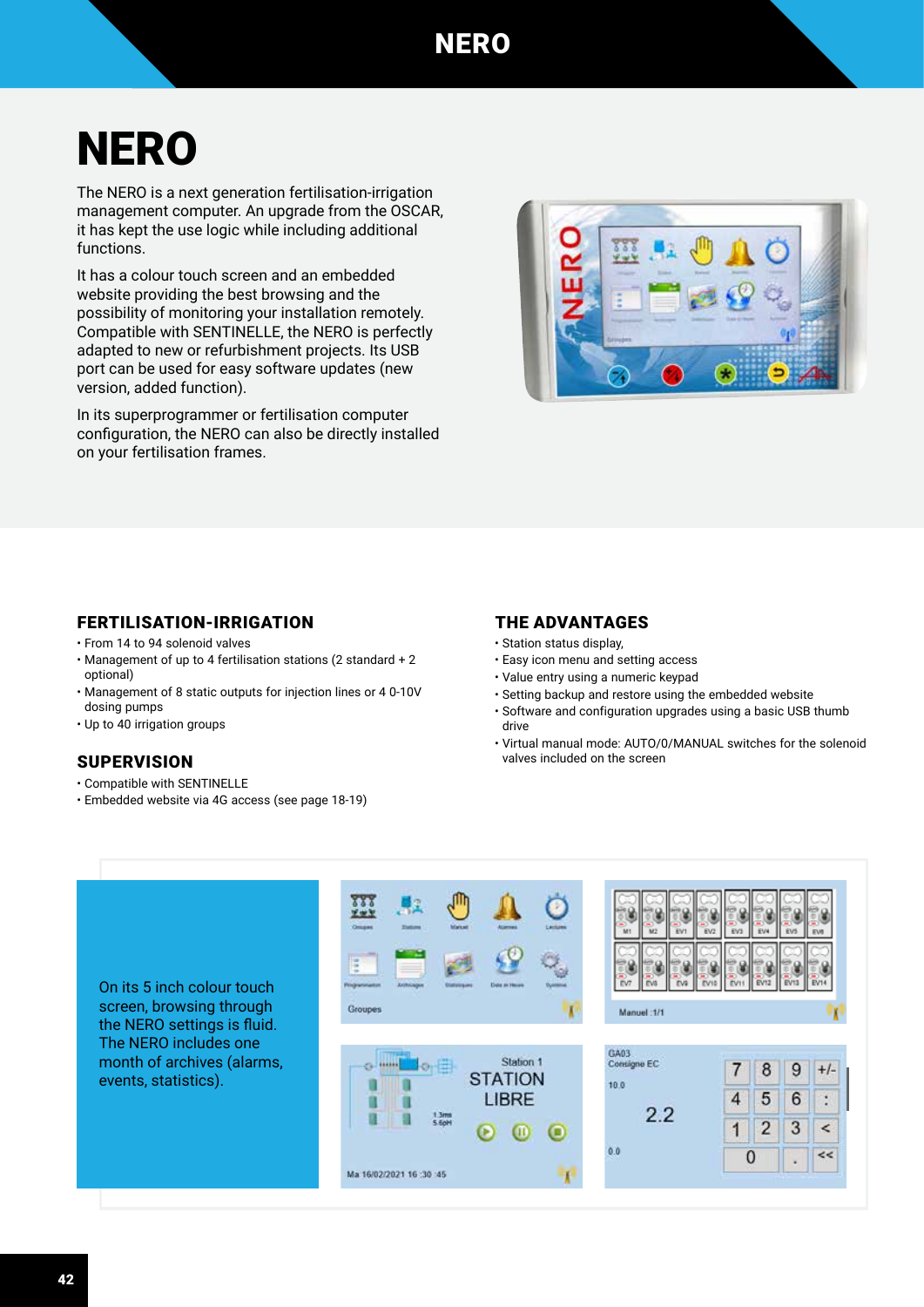# NERO

The NERO is a next generation fertilisation-irrigation management computer. An upgrade from the OSCAR, it has kept the use logic while including additional functions.

It has a colour touch screen and an embedded website providing the best browsing and the possibility of monitoring your installation remotely. Compatible with SENTINELLE, the NERO is perfectly adapted to new or refurbishment projects. Its USB port can be used for easy software updates (new version, added function).

In its superprogrammer or fertilisation computer configuration, the NERO can also be directly installed on your fertilisation frames.

## FERTILISATION-IRRIGATION

- From 14 to 94 solenoid valves
- Management of up to 4 fertilisation stations (2 standard + 2 optional)
- Management of 8 static outputs for injection lines or 4 0-10V dosing pumps
- Up to 40 irrigation groups

## SUPERVISION

- Compatible with SENTINELLE
- Embedded website via 4G access (see page 18-19)

## THE ADVANTAGES

- Station status display,
- Easy icon menu and setting access
- Value entry using a numeric keypad
- Setting backup and restore using the embedded website
- Software and configuration upgrades using a basic USB thumb drive
- Virtual manual mode: AUTO/0/MANUAL switches for the solenoid valves included on the screen

On its 5 inch colour touch screen, browsing through the NERO settings is fluid. The NERO includes one month of archives (alarms, events, statistics).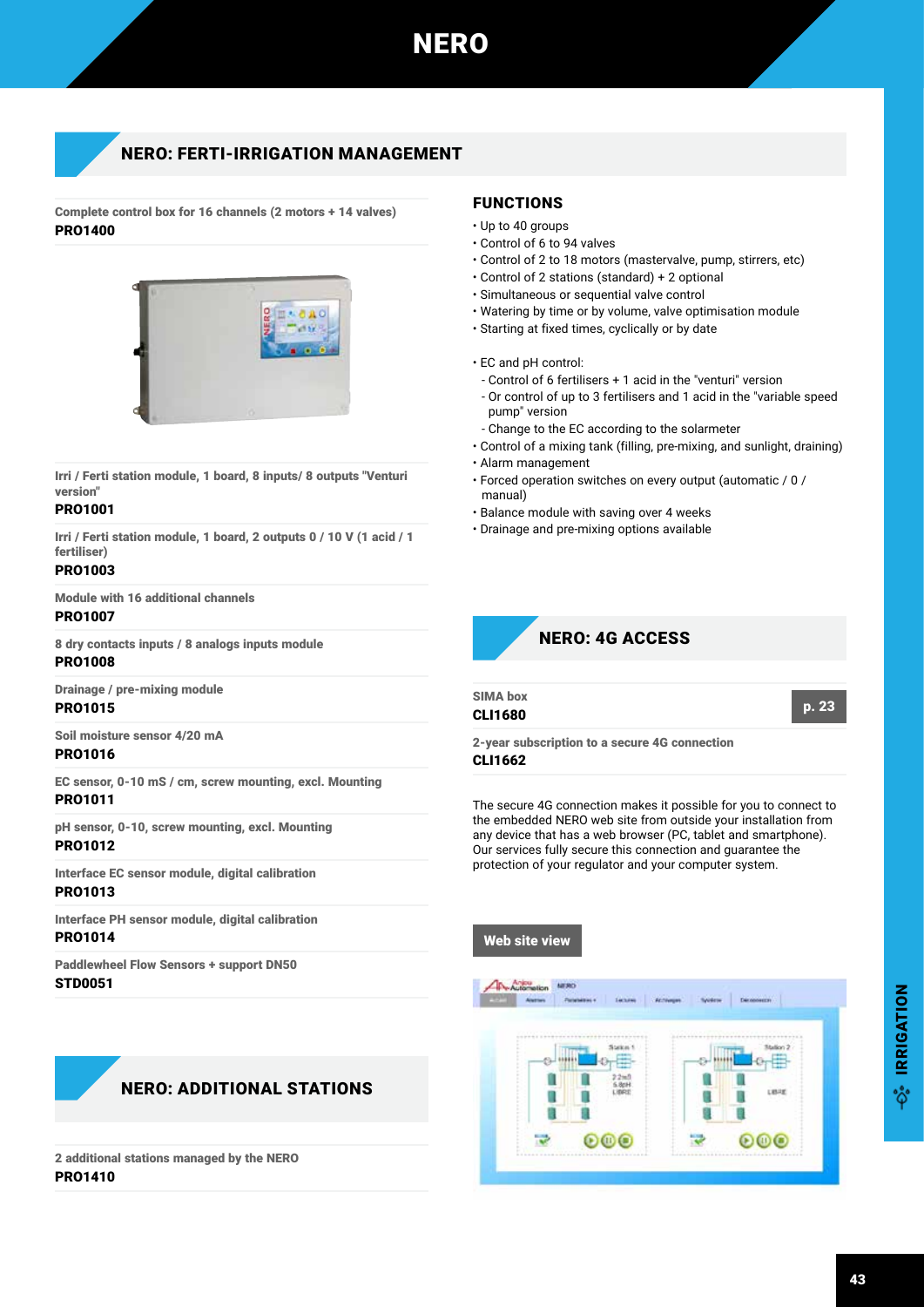# NERO

## NERO: FERTI-IRRIGATION MANAGEMENT

Complete control box for 16 channels (2 motors + 14 valves)
**PRO1400**

Irri / Ferti station module, 1 board, 8 inputs/ 8 outputs "Venturi version"
**PRO1001**

Irri / Ferti station module, 1 board, 2 outputs 0 / 10 V (1 acid / 1 fertiliser)
**PRO1003**

Module with 16 additional channels
**PRO1007**

8 dry contacts inputs / 8 analogs inputs module
**PRO1008**

Drainage / pre-mixing module
**PRO1015**

Soil moisture sensor 4/20 mA
**PRO1016**

EC sensor, 0-10 mS / cm, screw mounting, excl. Mounting
**PRO1011**

pH sensor, 0-10, screw mounting, excl. Mounting
**PRO1012**

Interface EC sensor module, digital calibration
**PRO1013**

Interface PH sensor module, digital calibration
**PRO1014**

Paddlewheel Flow Sensors + support DN50
**STD0051**

### FUNCTIONS

- Up to 40 groups
- Control of 6 to 94 valves
- Control of 2 to 18 motors (mastervalve, pump, stirrers, etc)
- Control of 2 stations (standard) + 2 optional
- Simultaneous or sequential valve control
- Watering by time or by volume, valve optimisation module
- Starting at fixed times, cyclically or by date

- EC and pH control:
  - Control of 6 fertilisers + 1 acid in the "venturi" version
  - Or control of up to 3 fertilisers and 1 acid in the "variable speed pump" version
  - Change to the EC according to the solarmeter
- Control of a mixing tank (filling, pre-mixing, and sunlight, draining)
- Alarm management
- Forced operation switches on every output (automatic / 0 / manual)
- Balance module with saving over 4 weeks
- Drainage and pre-mixing options available

## NERO: 4G ACCESS

SIMA box
**CLI1680** — p. 23

2-year subscription to a secure 4G connection
**CLI1662**

The secure 4G connection makes it possible for you to connect to the embedded NERO web site from outside your installation from any device that has a web browser (PC, tablet and smartphone). Our services fully secure this connection and guarantee the protection of your regulator and your computer system.

**Web site view**

## NERO: ADDITIONAL STATIONS

2 additional stations managed by the NERO
**PRO1410**